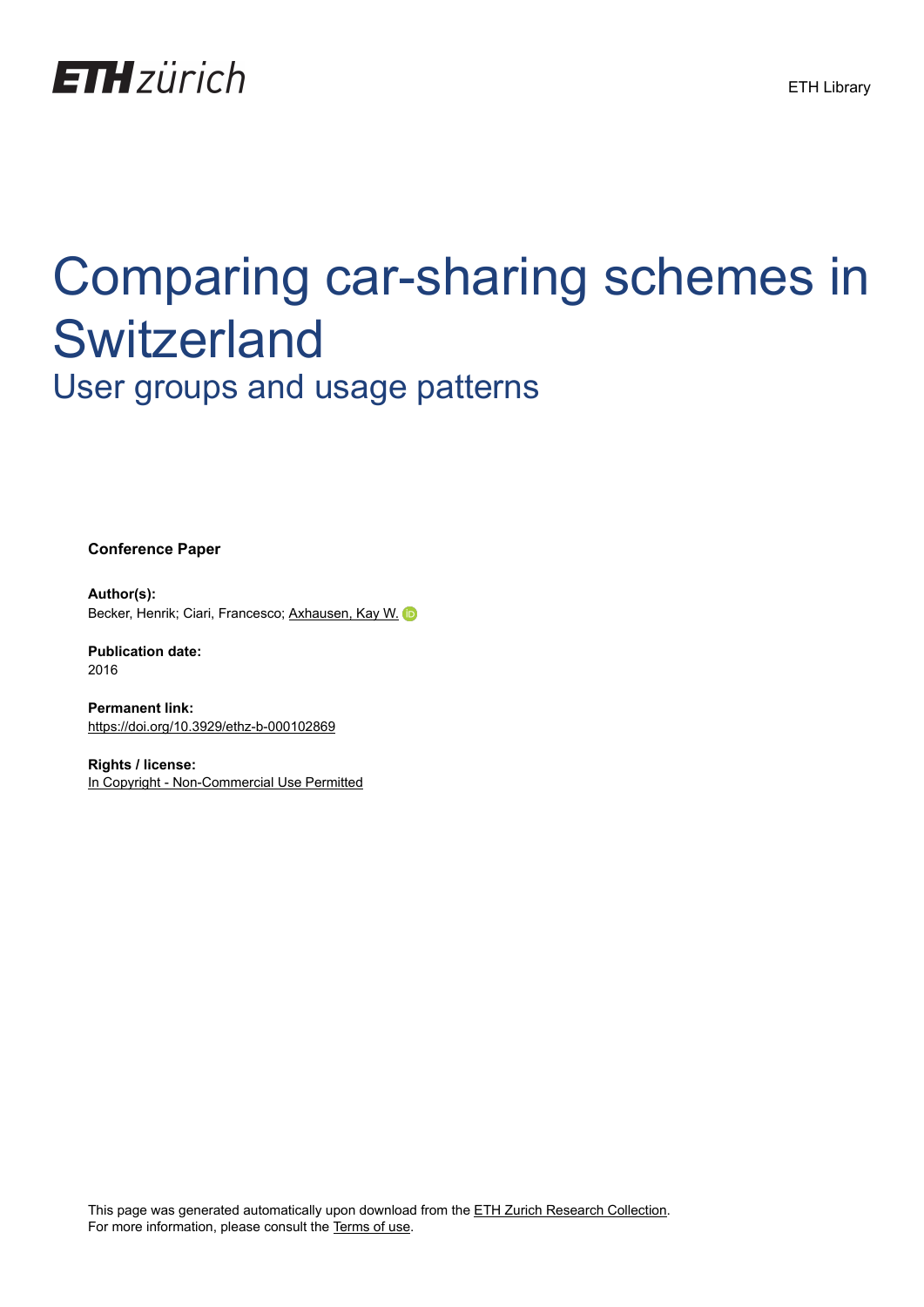ETH zürich

ETH Library

# Comparing car-sharing schemes in Switzerland

## User groups and usage patterns

**Conference Paper**

**Author(s):**
Becker, Henrik; Ciari, Francesco; Axhausen, Kay W.

**Publication date:**
2016

**Permanent link:**
https://doi.org/10.3929/ethz-b-000102869

**Rights / license:**
In Copyright - Non-Commercial Use Permitted

This page was generated automatically upon download from the ETH Zurich Research Collection.
For more information, please consult the Terms of use.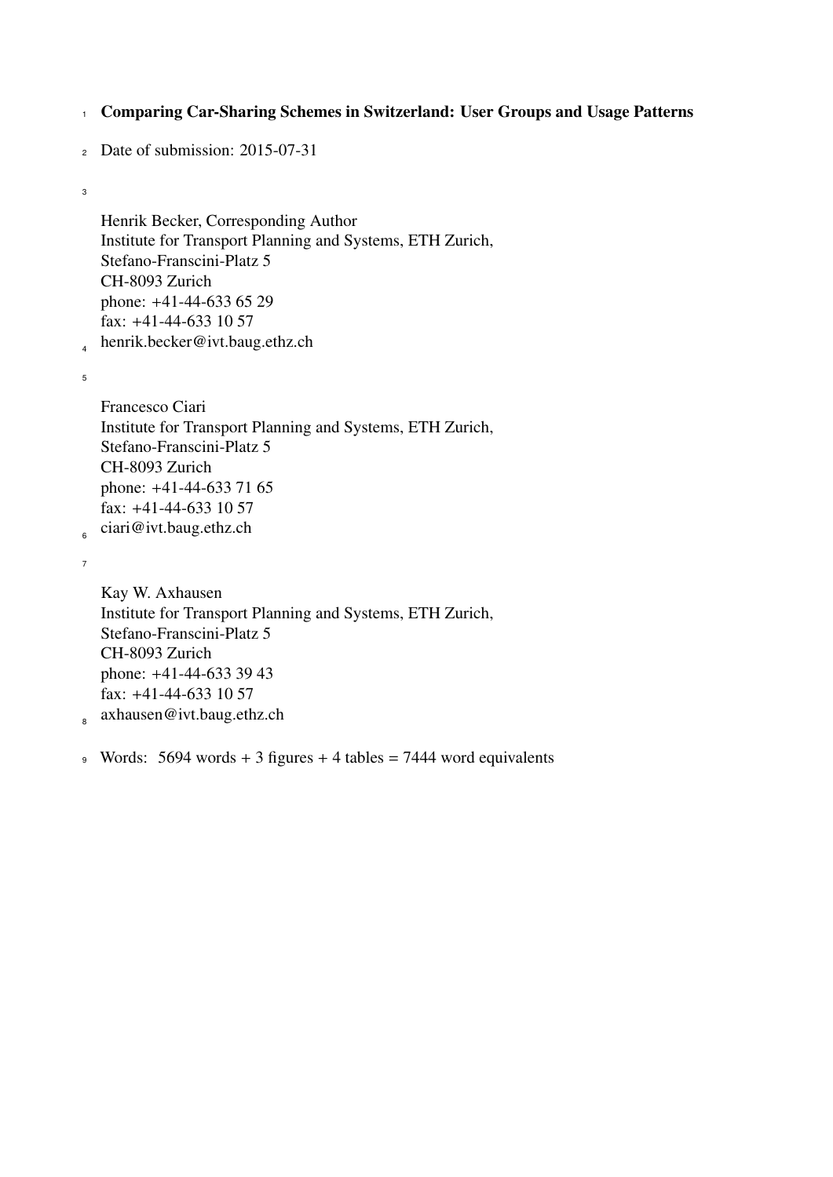# Comparing Car-Sharing Schemes in Switzerland: User Groups and Usage Patterns

Date of submission: 2015-07-31

Henrik Becker, Corresponding Author
Institute for Transport Planning and Systems, ETH Zurich,
Stefano-Franscini-Platz 5
CH-8093 Zurich
phone: +41-44-633 65 29
fax: +41-44-633 10 57
henrik.becker@ivt.baug.ethz.ch

Francesco Ciari
Institute for Transport Planning and Systems, ETH Zurich,
Stefano-Franscini-Platz 5
CH-8093 Zurich
phone: +41-44-633 71 65
fax: +41-44-633 10 57
ciari@ivt.baug.ethz.ch

Kay W. Axhausen
Institute for Transport Planning and Systems, ETH Zurich,
Stefano-Franscini-Platz 5
CH-8093 Zurich
phone: +41-44-633 39 43
fax: +41-44-633 10 57
axhausen@ivt.baug.ethz.ch

Words: 5694 words + 3 figures + 4 tables = 7444 word equivalents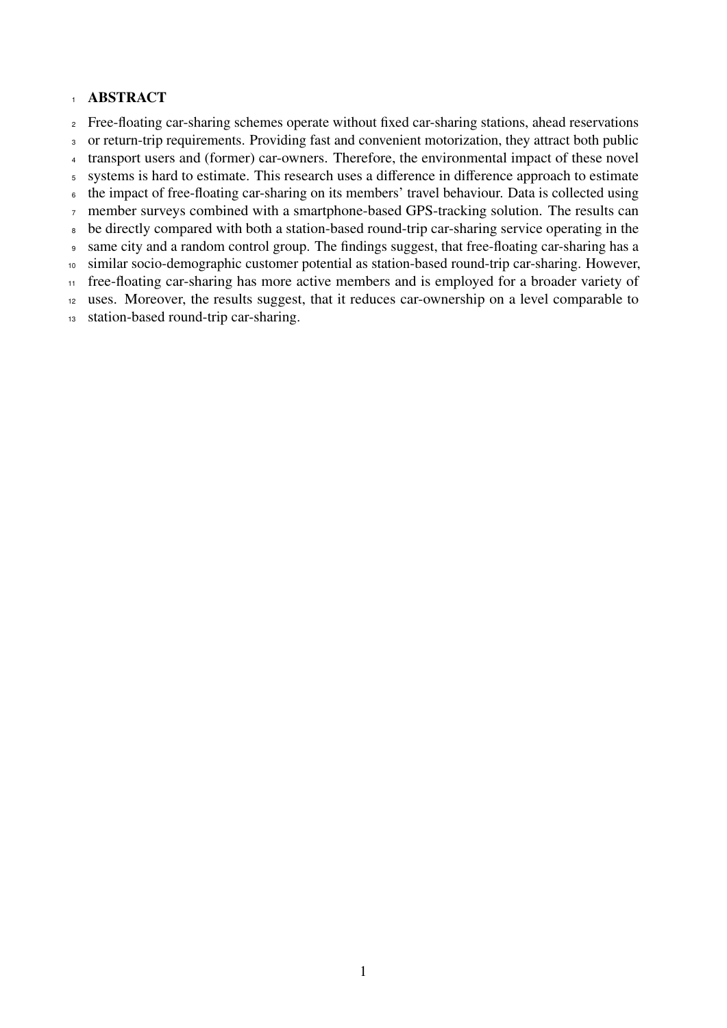# ABSTRACT

Free-floating car-sharing schemes operate without fixed car-sharing stations, ahead reservations or return-trip requirements. Providing fast and convenient motorization, they attract both public transport users and (former) car-owners. Therefore, the environmental impact of these novel systems is hard to estimate. This research uses a difference in difference approach to estimate the impact of free-floating car-sharing on its members' travel behaviour. Data is collected using member surveys combined with a smartphone-based GPS-tracking solution. The results can be directly compared with both a station-based round-trip car-sharing service operating in the same city and a random control group. The findings suggest, that free-floating car-sharing has a similar socio-demographic customer potential as station-based round-trip car-sharing. However, free-floating car-sharing has more active members and is employed for a broader variety of uses. Moreover, the results suggest, that it reduces car-ownership on a level comparable to station-based round-trip car-sharing.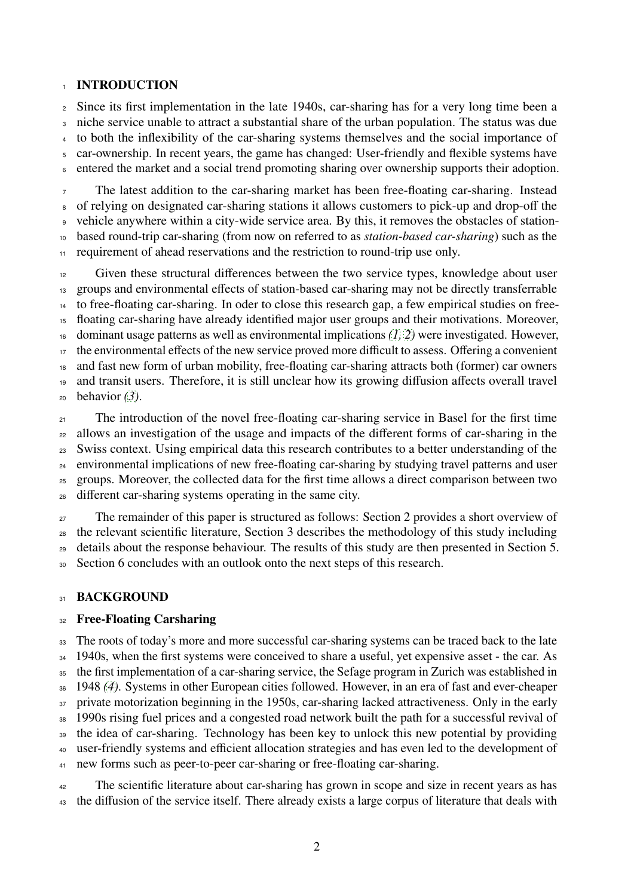# INTRODUCTION

Since its first implementation in the late 1940s, car-sharing has for a very long time been a niche service unable to attract a substantial share of the urban population. The status was due to both the inflexibility of the car-sharing systems themselves and the social importance of car-ownership. In recent years, the game has changed: User-friendly and flexible systems have entered the market and a social trend promoting sharing over ownership supports their adoption.

The latest addition to the car-sharing market has been free-floating car-sharing. Instead of relying on designated car-sharing stations it allows customers to pick-up and drop-off the vehicle anywhere within a city-wide service area. By this, it removes the obstacles of station-based round-trip car-sharing (from now on referred to as *station-based car-sharing*) such as the requirement of ahead reservations and the restriction to round-trip use only.

Given these structural differences between the two service types, knowledge about user groups and environmental effects of station-based car-sharing may not be directly transferrable to free-floating car-sharing. In oder to close this research gap, a few empirical studies on free-floating car-sharing have already identified major user groups and their motivations. Moreover, dominant usage patterns as well as environmental implications *(1, 2)* were investigated. However, the environmental effects of the new service proved more difficult to assess. Offering a convenient and fast new form of urban mobility, free-floating car-sharing attracts both (former) car owners and transit users. Therefore, it is still unclear how its growing diffusion affects overall travel behavior *(3)*.

The introduction of the novel free-floating car-sharing service in Basel for the first time allows an investigation of the usage and impacts of the different forms of car-sharing in the Swiss context. Using empirical data this research contributes to a better understanding of the environmental implications of new free-floating car-sharing by studying travel patterns and user groups. Moreover, the collected data for the first time allows a direct comparison between two different car-sharing systems operating in the same city.

The remainder of this paper is structured as follows: Section 2 provides a short overview of the relevant scientific literature, Section 3 describes the methodology of this study including details about the response behaviour. The results of this study are then presented in Section 5. Section 6 concludes with an outlook onto the next steps of this research.

# BACKGROUND

## Free-Floating Carsharing

The roots of today's more and more successful car-sharing systems can be traced back to the late 1940s, when the first systems were conceived to share a useful, yet expensive asset - the car. As the first implementation of a car-sharing service, the Sefage program in Zurich was established in 1948 *(4)*. Systems in other European cities followed. However, in an era of fast and ever-cheaper private motorization beginning in the 1950s, car-sharing lacked attractiveness. Only in the early 1990s rising fuel prices and a congested road network built the path for a successful revival of the idea of car-sharing. Technology has been key to unlock this new potential by providing user-friendly systems and efficient allocation strategies and has even led to the development of new forms such as peer-to-peer car-sharing or free-floating car-sharing.

The scientific literature about car-sharing has grown in scope and size in recent years as has the diffusion of the service itself. There already exists a large corpus of literature that deals with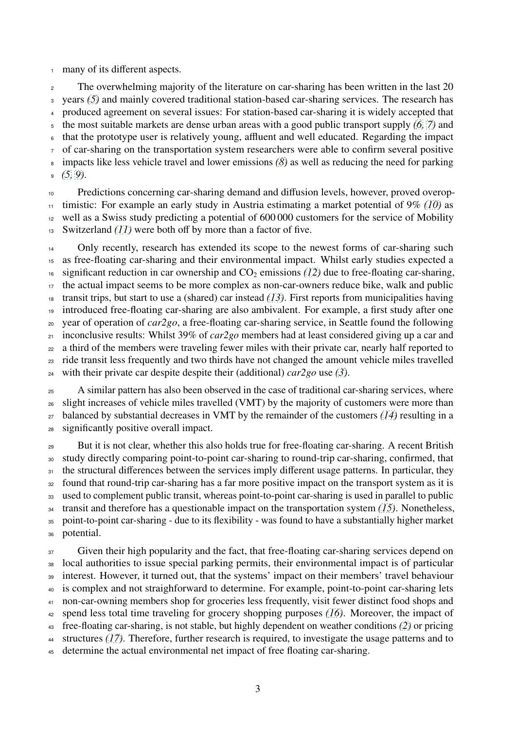many of its different aspects.

The overwhelming majority of the literature on car-sharing has been written in the last 20 years *(5)* and mainly covered traditional station-based car-sharing services. The research has produced agreement on several issues: For station-based car-sharing it is widely accepted that the most suitable markets are dense urban areas with a good public transport supply *(6, 7)* and that the prototype user is relatively young, affluent and well educated. Regarding the impact of car-sharing on the transportation system researchers were able to confirm several positive impacts like less vehicle travel and lower emissions *(8)* as well as reducing the need for parking *(5, 9)*.

Predictions concerning car-sharing demand and diffusion levels, however, proved overoptimistic: For example an early study in Austria estimating a market potential of 9% *(10)* as well as a Swiss study predicting a potential of 600 000 customers for the service of Mobility Switzerland *(11)* were both off by more than a factor of five.

Only recently, research has extended its scope to the newest forms of car-sharing such as free-floating car-sharing and their environmental impact. Whilst early studies expected a significant reduction in car ownership and $CO_2$ emissions *(12)* due to free-floating car-sharing, the actual impact seems to be more complex as non-car-owners reduce bike, walk and public transit trips, but start to use a (shared) car instead *(13)*. First reports from municipalities having introduced free-floating car-sharing are also ambivalent. For example, a first study after one year of operation of *car2go*, a free-floating car-sharing service, in Seattle found the following inconclusive results: Whilst 39% of *car2go* members had at least considered giving up a car and a third of the members were traveling fewer miles with their private car, nearly half reported to ride transit less frequently and two thirds have not changed the amount vehicle miles travelled with their private car despite despite their (additional) *car2go* use *(3)*.

A similar pattern has also been observed in the case of traditional car-sharing services, where slight increases of vehicle miles travelled (VMT) by the majority of customers were more than balanced by substantial decreases in VMT by the remainder of the customers *(14)* resulting in a significantly positive overall impact.

But it is not clear, whether this also holds true for free-floating car-sharing. A recent British study directly comparing point-to-point car-sharing to round-trip car-sharing, confirmed, that the structural differences between the services imply different usage patterns. In particular, they found that round-trip car-sharing has a far more positive impact on the transport system as it is used to complement public transit, whereas point-to-point car-sharing is used in parallel to public transit and therefore has a questionable impact on the transportation system *(15)*. Nonetheless, point-to-point car-sharing - due to its flexibility - was found to have a substantially higher market potential.

Given their high popularity and the fact, that free-floating car-sharing services depend on local authorities to issue special parking permits, their environmental impact is of particular interest. However, it turned out, that the systems' impact on their members' travel behaviour is complex and not straightforward to determine. For example, point-to-point car-sharing lets non-car-owning members shop for groceries less frequently, visit fewer distinct food shops and spend less total time traveling for grocery shopping purposes *(16)*. Moreover, the impact of free-floating car-sharing, is not stable, but highly dependent on weather conditions *(2)* or pricing structures *(17)*. Therefore, further research is required, to investigate the usage patterns and to determine the actual environmental net impact of free floating car-sharing.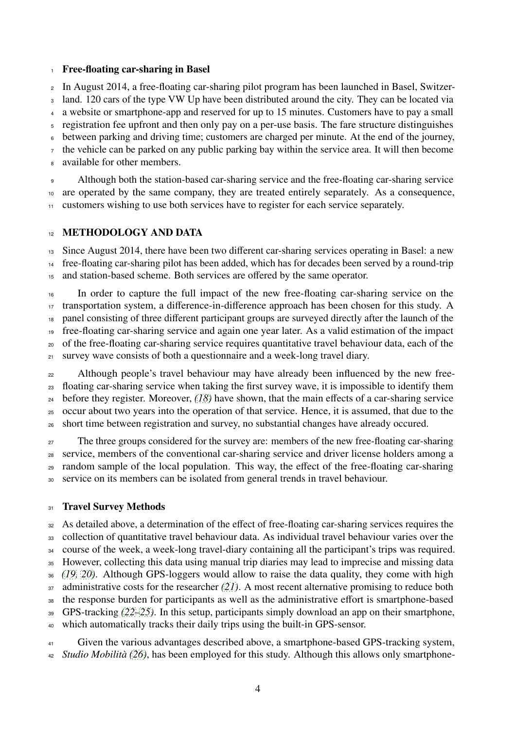### Free-floating car-sharing in Basel

In August 2014, a free-floating car-sharing pilot program has been launched in Basel, Switzerland. 120 cars of the type VW Up have been distributed around the city. They can be located via a website or smartphone-app and reserved for up to 15 minutes. Customers have to pay a small registration fee upfront and then only pay on a per-use basis. The fare structure distinguishes between parking and driving time; customers are charged per minute. At the end of the journey, the vehicle can be parked on any public parking bay within the service area. It will then become available for other members.

Although both the station-based car-sharing service and the free-floating car-sharing service are operated by the same company, they are treated entirely separately. As a consequence, customers wishing to use both services have to register for each service separately.

## METHODOLOGY AND DATA

Since August 2014, there have been two different car-sharing services operating in Basel: a new free-floating car-sharing pilot has been added, which has for decades been served by a round-trip and station-based scheme. Both services are offered by the same operator.

In order to capture the full impact of the new free-floating car-sharing service on the transportation system, a difference-in-difference approach has been chosen for this study. A panel consisting of three different participant groups are surveyed directly after the launch of the free-floating car-sharing service and again one year later. As a valid estimation of the impact of the free-floating car-sharing service requires quantitative travel behaviour data, each of the survey wave consists of both a questionnaire and a week-long travel diary.

Although people's travel behaviour may have already been influenced by the new free-floating car-sharing service when taking the first survey wave, it is impossible to identify them before they register. Moreover, *(18)* have shown, that the main effects of a car-sharing service occur about two years into the operation of that service. Hence, it is assumed, that due to the short time between registration and survey, no substantial changes have already occured.

The three groups considered for the survey are: members of the new free-floating car-sharing service, members of the conventional car-sharing service and driver license holders among a random sample of the local population. This way, the effect of the free-floating car-sharing service on its members can be isolated from general trends in travel behaviour.

### Travel Survey Methods

As detailed above, a determination of the effect of free-floating car-sharing services requires the collection of quantitative travel behaviour data. As individual travel behaviour varies over the course of the week, a week-long travel-diary containing all the participant's trips was required. However, collecting this data using manual trip diaries may lead to imprecise and missing data *(19, 20)*. Although GPS-loggers would allow to raise the data quality, they come with high administrative costs for the researcher *(21)*. A most recent alternative promising to reduce both the response burden for participants as well as the administrative effort is smartphone-based GPS-tracking *(22–25)*. In this setup, participants simply download an app on their smartphone, which automatically tracks their daily trips using the built-in GPS-sensor.

Given the various advantages described above, a smartphone-based GPS-tracking system, *Studio Mobilità (26)*, has been employed for this study. Although this allows only smartphone-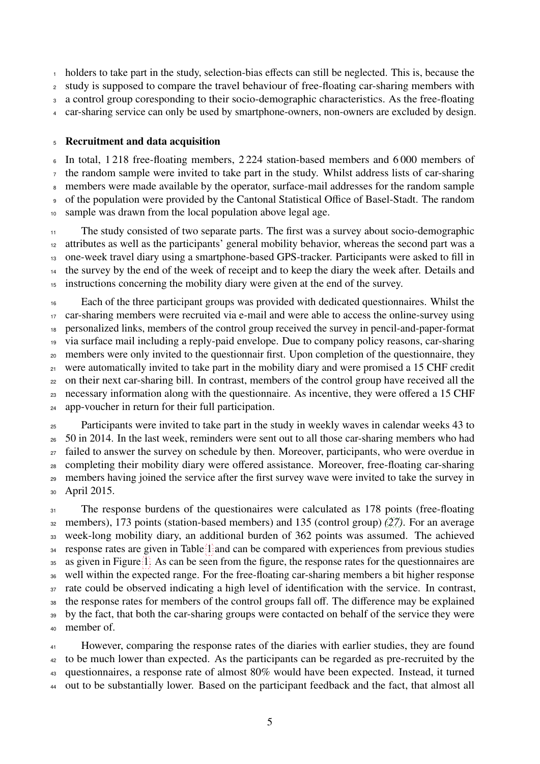holders to take part in the study, selection-bias effects can still be neglected. This is, because the study is supposed to compare the travel behaviour of free-floating car-sharing members with a control group coresponding to their socio-demographic characteristics. As the free-floating car-sharing service can only be used by smartphone-owners, non-owners are excluded by design.

## Recruitment and data acquisition

In total, 1 218 free-floating members, 2 224 station-based members and 6 000 members of the random sample were invited to take part in the study. Whilst address lists of car-sharing members were made available by the operator, surface-mail addresses for the random sample of the population were provided by the Cantonal Statistical Office of Basel-Stadt. The random sample was drawn from the local population above legal age.

The study consisted of two separate parts. The first was a survey about socio-demographic attributes as well as the participants' general mobility behavior, whereas the second part was a one-week travel diary using a smartphone-based GPS-tracker. Participants were asked to fill in the survey by the end of the week of receipt and to keep the diary the week after. Details and instructions concerning the mobility diary were given at the end of the survey.

Each of the three participant groups was provided with dedicated questionnaires. Whilst the car-sharing members were recruited via e-mail and were able to access the online-survey using personalized links, members of the control group received the survey in pencil-and-paper-format via surface mail including a reply-paid envelope. Due to company policy reasons, car-sharing members were only invited to the questionnair first. Upon completion of the questionnaire, they were automatically invited to take part in the mobility diary and were promised a 15 CHF credit on their next car-sharing bill. In contrast, members of the control group have received all the necessary information along with the questionnaire. As incentive, they were offered a 15 CHF app-voucher in return for their full participation.

Participants were invited to take part in the study in weekly waves in calendar weeks 43 to 50 in 2014. In the last week, reminders were sent out to all those car-sharing members who had failed to answer the survey on schedule by then. Moreover, participants, who were overdue in completing their mobility diary were offered assistance. Moreover, free-floating car-sharing members having joined the service after the first survey wave were invited to take the survey in April 2015.

The response burdens of the questionaires were calculated as 178 points (free-floating members), 173 points (station-based members) and 135 (control group) *(27)*. For an average week-long mobility diary, an additional burden of 362 points was assumed. The achieved response rates are given in Table 1 and can be compared with experiences from previous studies as given in Figure 1. As can be seen from the figure, the response rates for the questionnaires are well within the expected range. For the free-floating car-sharing members a bit higher response rate could be observed indicating a high level of identification with the service. In contrast, the response rates for members of the control groups fall off. The difference may be explained by the fact, that both the car-sharing groups were contacted on behalf of the service they were member of.

However, comparing the response rates of the diaries with earlier studies, they are found to be much lower than expected. As the participants can be regarded as pre-recruited by the questionnaires, a response rate of almost 80% would have been expected. Instead, it turned out to be substantially lower. Based on the participant feedback and the fact, that almost all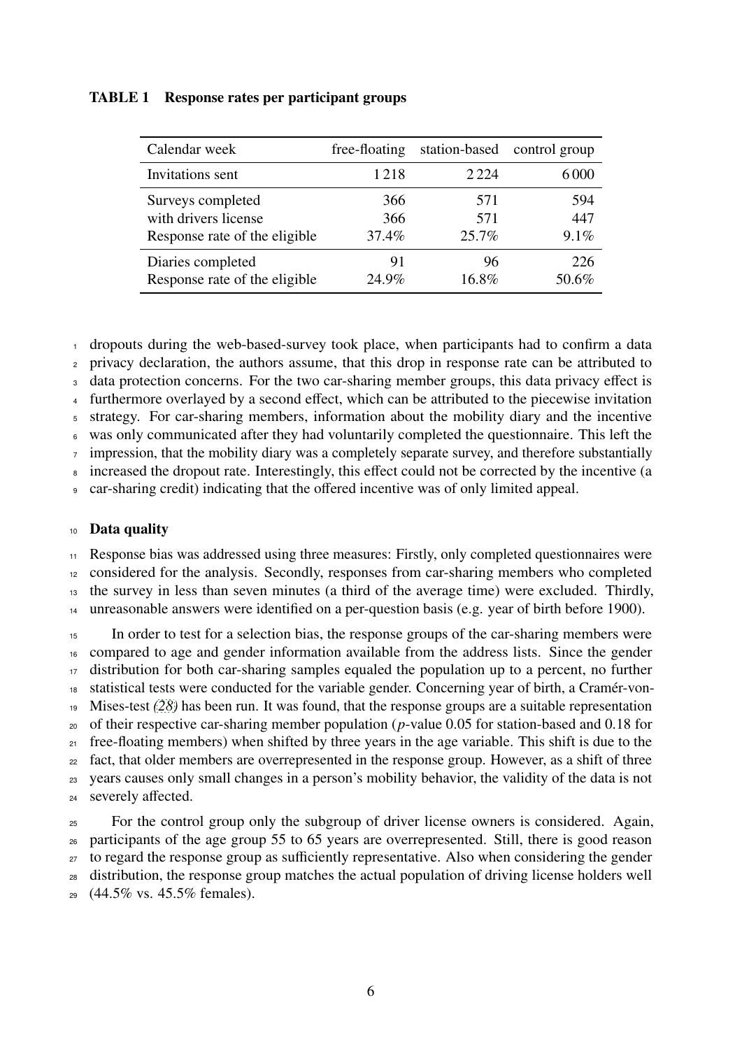**TABLE 1 Response rates per participant groups**

| Calendar week | free-floating | station-based | control group |
|---|---|---|---|
| Invitations sent | 1 218 | 2 224 | 6 000 |
| Surveys completed | 366 | 571 | 594 |
| with drivers license | 366 | 571 | 447 |
| Response rate of the eligible | 37.4% | 25.7% | 9.1% |
| Diaries completed | 91 | 96 | 226 |
| Response rate of the eligible | 24.9% | 16.8% | 50.6% |

dropouts during the web-based-survey took place, when participants had to confirm a data privacy declaration, the authors assume, that this drop in response rate can be attributed to data protection concerns. For the two car-sharing member groups, this data privacy effect is furthermore overlayed by a second effect, which can be attributed to the piecewise invitation strategy. For car-sharing members, information about the mobility diary and the incentive was only communicated after they had voluntarily completed the questionnaire. This left the impression, that the mobility diary was a completely separate survey, and therefore substantially increased the dropout rate. Interestingly, this effect could not be corrected by the incentive (a car-sharing credit) indicating that the offered incentive was of only limited appeal.

## Data quality

Response bias was addressed using three measures: Firstly, only completed questionnaires were considered for the analysis. Secondly, responses from car-sharing members who completed the survey in less than seven minutes (a third of the average time) were excluded. Thirdly, unreasonable answers were identified on a per-question basis (e.g. year of birth before 1900).

In order to test for a selection bias, the response groups of the car-sharing members were compared to age and gender information available from the address lists. Since the gender distribution for both car-sharing samples equaled the population up to a percent, no further statistical tests were conducted for the variable gender. Concerning year of birth, a Cramér-von-Mises-test *(28)* has been run. It was found, that the response groups are a suitable representation of their respective car-sharing member population ($p$-value 0.05 for station-based and 0.18 for free-floating members) when shifted by three years in the age variable. This shift is due to the fact, that older members are overrepresented in the response group. However, as a shift of three years causes only small changes in a person's mobility behavior, the validity of the data is not severely affected.

For the control group only the subgroup of driver license owners is considered. Again, participants of the age group 55 to 65 years are overrepresented. Still, there is good reason to regard the response group as sufficiently representative. Also when considering the gender distribution, the response group matches the actual population of driving license holders well (44.5% vs. 45.5% females).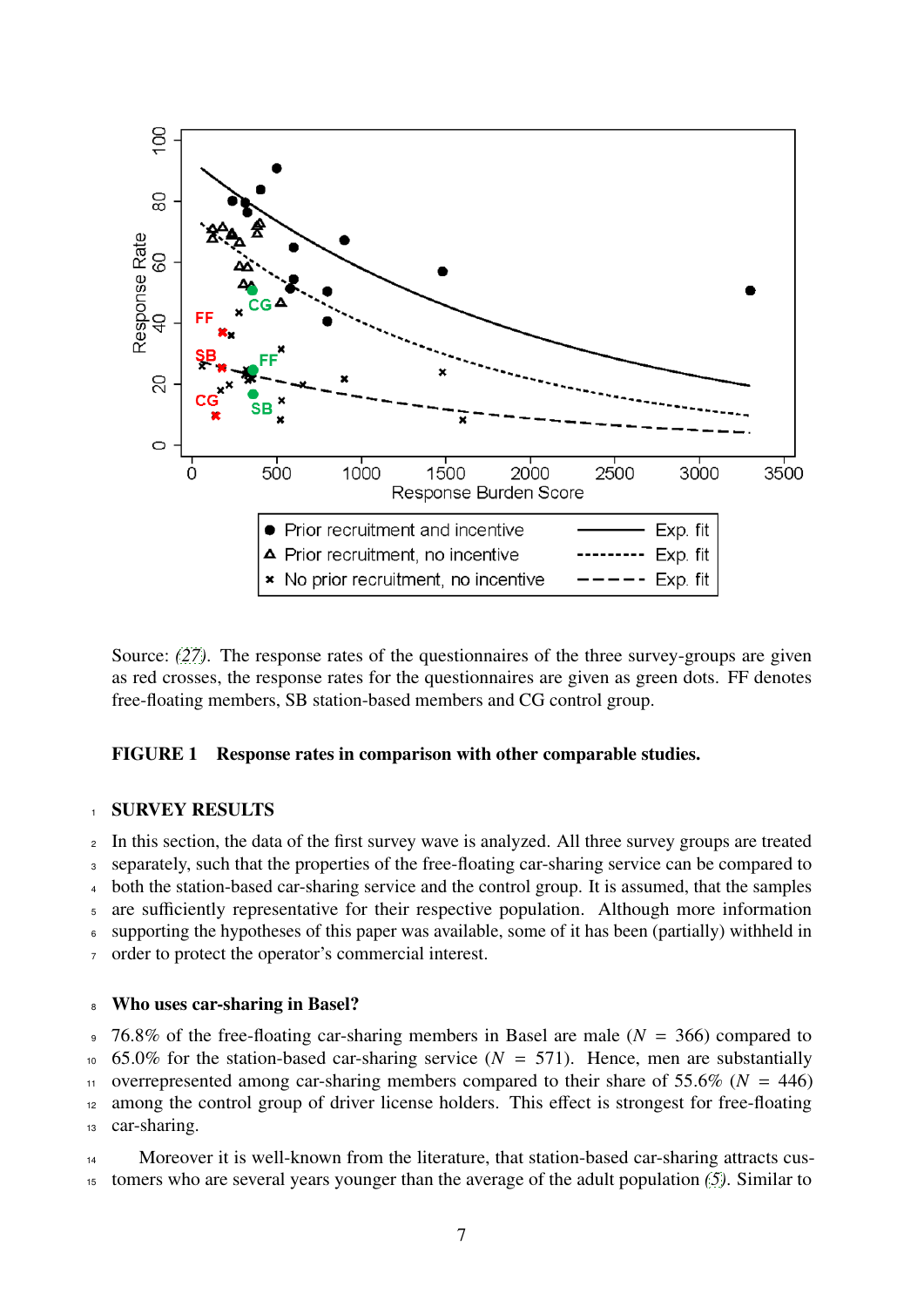Source: (27). The response rates of the questionnaires of the three survey-groups are given as red crosses, the response rates for the questionnaires are given as green dots. FF denotes free-floating members, SB station-based members and CG control group.

**FIGURE 1 Response rates in comparison with other comparable studies.**

## SURVEY RESULTS

In this section, the data of the first survey wave is analyzed. All three survey groups are treated separately, such that the properties of the free-floating car-sharing service can be compared to both the station-based car-sharing service and the control group. It is assumed, that the samples are sufficiently representative for their respective population. Although more information supporting the hypotheses of this paper was available, some of it has been (partially) withheld in order to protect the operator's commercial interest.

### Who uses car-sharing in Basel?

76.8% of the free-floating car-sharing members in Basel are male ($N = 366$) compared to 65.0% for the station-based car-sharing service ($N = 571$). Hence, men are substantially overrepresented among car-sharing members compared to their share of 55.6% ($N = 446$) among the control group of driver license holders. This effect is strongest for free-floating car-sharing.

Moreover it is well-known from the literature, that station-based car-sharing attracts customers who are several years younger than the average of the adult population (5). Similar to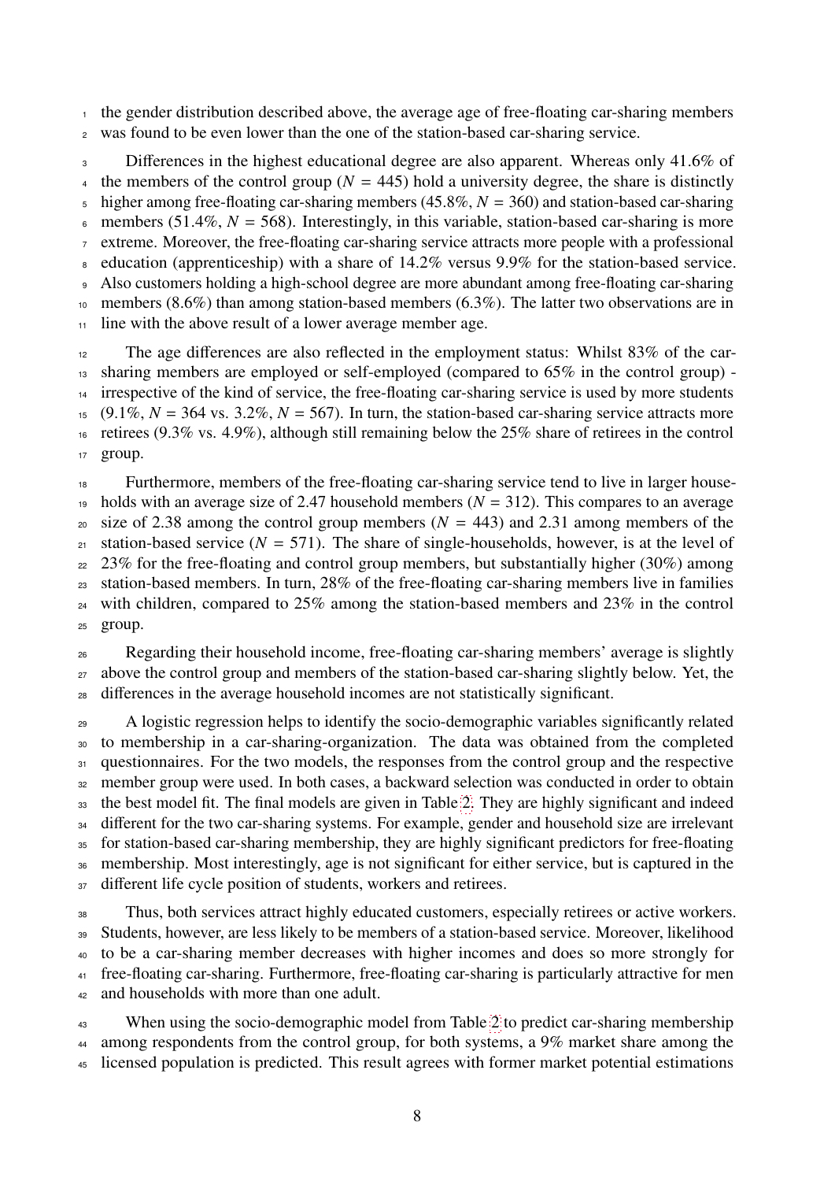the gender distribution described above, the average age of free-floating car-sharing members was found to be even lower than the one of the station-based car-sharing service.

Differences in the highest educational degree are also apparent. Whereas only 41.6% of the members of the control group ($N$ = 445) hold a university degree, the share is distinctly higher among free-floating car-sharing members (45.8%, $N$ = 360) and station-based car-sharing members (51.4%, $N$ = 568). Interestingly, in this variable, station-based car-sharing is more extreme. Moreover, the free-floating car-sharing service attracts more people with a professional education (apprenticeship) with a share of 14.2% versus 9.9% for the station-based service. Also customers holding a high-school degree are more abundant among free-floating car-sharing members (8.6%) than among station-based members (6.3%). The latter two observations are in line with the above result of a lower average member age.

The age differences are also reflected in the employment status: Whilst 83% of the car-sharing members are employed or self-employed (compared to 65% in the control group) - irrespective of the kind of service, the free-floating car-sharing service is used by more students (9.1%, $N$ = 364 vs. 3.2%, $N$ = 567). In turn, the station-based car-sharing service attracts more retirees (9.3% vs. 4.9%), although still remaining below the 25% share of retirees in the control group.

Furthermore, members of the free-floating car-sharing service tend to live in larger households with an average size of 2.47 household members ($N$ = 312). This compares to an average size of 2.38 among the control group members ($N$ = 443) and 2.31 among members of the station-based service ($N$ = 571). The share of single-households, however, is at the level of 23% for the free-floating and control group members, but substantially higher (30%) among station-based members. In turn, 28% of the free-floating car-sharing members live in families with children, compared to 25% among the station-based members and 23% in the control group.

Regarding their household income, free-floating car-sharing members' average is slightly above the control group and members of the station-based car-sharing slightly below. Yet, the differences in the average household incomes are not statistically significant.

A logistic regression helps to identify the socio-demographic variables significantly related to membership in a car-sharing-organization. The data was obtained from the completed questionnaires. For the two models, the responses from the control group and the respective member group were used. In both cases, a backward selection was conducted in order to obtain the best model fit. The final models are given in Table 2. They are highly significant and indeed different for the two car-sharing systems. For example, gender and household size are irrelevant for station-based car-sharing membership, they are highly significant predictors for free-floating membership. Most interestingly, age is not significant for either service, but is captured in the different life cycle position of students, workers and retirees.

Thus, both services attract highly educated customers, especially retirees or active workers. Students, however, are less likely to be members of a station-based service. Moreover, likelihood to be a car-sharing member decreases with higher incomes and does so more strongly for free-floating car-sharing. Furthermore, free-floating car-sharing is particularly attractive for men and households with more than one adult.

When using the socio-demographic model from Table 2 to predict car-sharing membership among respondents from the control group, for both systems, a 9% market share among the licensed population is predicted. This result agrees with former market potential estimations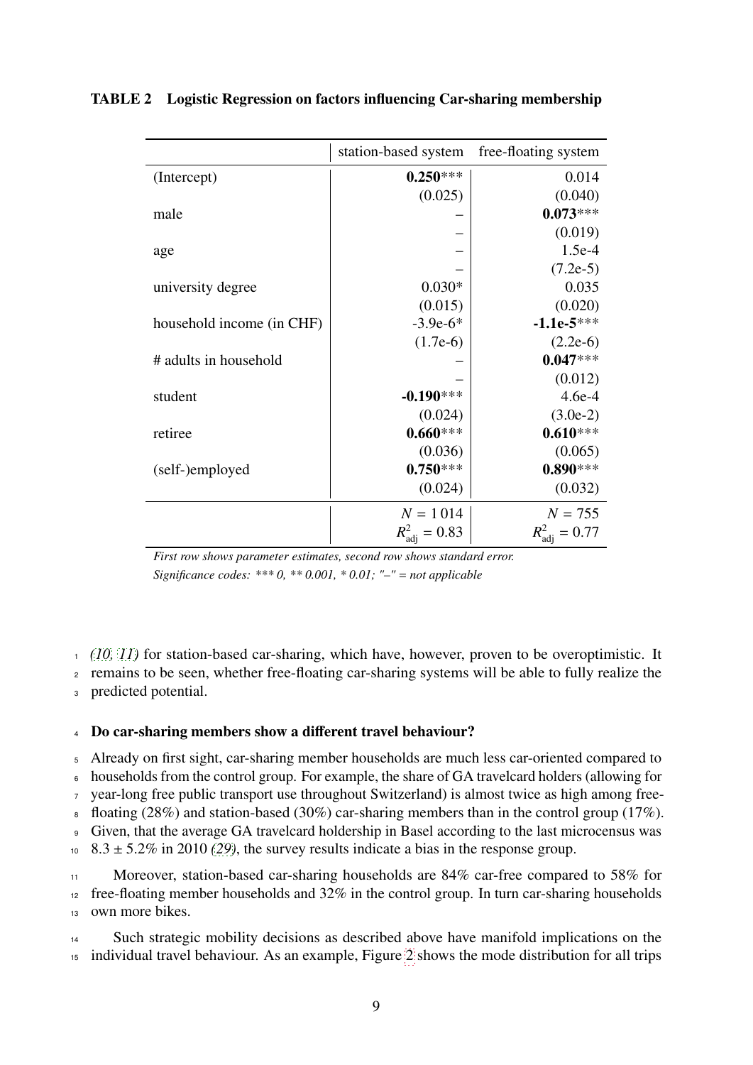**TABLE 2 Logistic Regression on factors influencing Car-sharing membership**

| | station-based system | free-floating system |
|---|---|---|
| (Intercept) | **0.250***** | 0.014 |
| | (0.025) | (0.040) |
| male | – | **0.073***** |
| | – | (0.019) |
| age | – | 1.5e-4 |
| | – | (7.2e-5) |
| university degree | 0.030* | 0.035 |
| | (0.015) | (0.020) |
| household income (in CHF) | -3.9e-6* | **-1.1e-5***** |
| | (1.7e-6) | (2.2e-6) |
| # adults in household | – | **0.047***** |
| | – | (0.012) |
| student | **-0.190***** | 4.6e-4 |
| | (0.024) | (3.0e-2) |
| retiree | **0.660***** | **0.610***** |
| | (0.036) | (0.065) |
| (self-)employed | **0.750***** | **0.890***** |
| | (0.024) | (0.032) |
| | $N = 1\,014$ | $N = 755$ |
| | $R^2_{\text{adj}} = 0.83$ | $R^2_{\text{adj}} = 0.77$ |

*First row shows parameter estimates, second row shows standard error.*
*Significance codes: *** 0, ** 0.001, * 0.01; "–" = not applicable*

(10, 11) for station-based car-sharing, which have, however, proven to be overoptimistic. It remains to be seen, whether free-floating car-sharing systems will be able to fully realize the predicted potential.

### Do car-sharing members show a different travel behaviour?

Already on first sight, car-sharing member households are much less car-oriented compared to households from the control group. For example, the share of GA travelcard holders (allowing for year-long free public transport use throughout Switzerland) is almost twice as high among free-floating (28%) and station-based (30%) car-sharing members than in the control group (17%). Given, that the average GA travelcard holdership in Basel according to the last microcensus was $8.3 \pm 5.2\%$ in 2010 (29), the survey results indicate a bias in the response group.

Moreover, station-based car-sharing households are 84% car-free compared to 58% for free-floating member households and 32% in the control group. In turn car-sharing households own more bikes.

Such strategic mobility decisions as described above have manifold implications on the individual travel behaviour. As an example, Figure 2 shows the mode distribution for all trips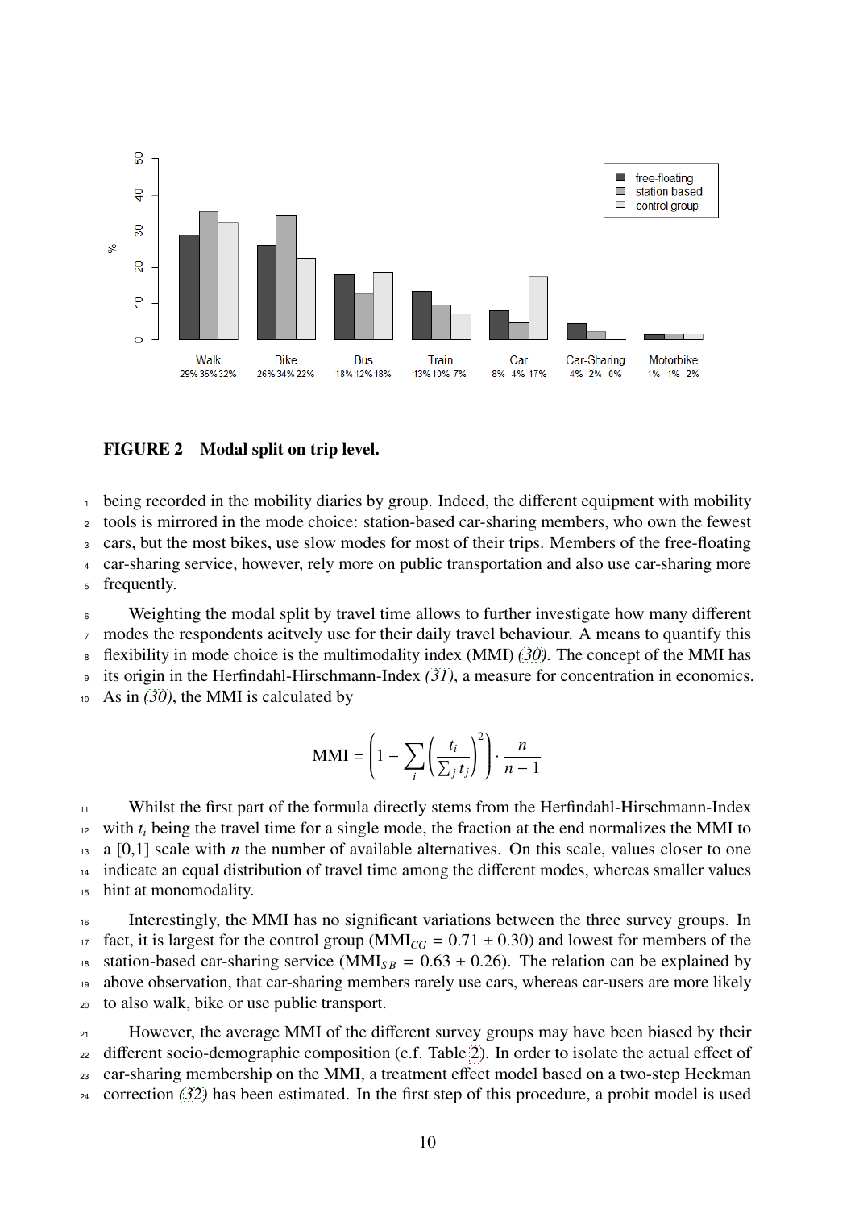**FIGURE 2 Modal split on trip level.**

being recorded in the mobility diaries by group. Indeed, the different equipment with mobility tools is mirrored in the mode choice: station-based car-sharing members, who own the fewest cars, but the most bikes, use slow modes for most of their trips. Members of the free-floating car-sharing service, however, rely more on public transportation and also use car-sharing more frequently.

Weighting the modal split by travel time allows to further investigate how many different modes the respondents acitvely use for their daily travel behaviour. A means to quantify this flexibility in mode choice is the multimodality index (MMI) *(30)*. The concept of the MMI has its origin in the Herfindahl-Hirschmann-Index *(31)*, a measure for concentration in economics. As in *(30)*, the MMI is calculated by

$$\text{MMI} = \left(1 - \sum_i \left(\frac{t_i}{\sum_j t_j}\right)^2\right) \cdot \frac{n}{n-1}$$

Whilst the first part of the formula directly stems from the Herfindahl-Hirschmann-Index with $t_i$ being the travel time for a single mode, the fraction at the end normalizes the MMI to a [0,1] scale with $n$ the number of available alternatives. On this scale, values closer to one indicate an equal distribution of travel time among the different modes, whereas smaller values hint at monomodality.

Interestingly, the MMI has no significant variations between the three survey groups. In fact, it is largest for the control group ($\text{MMI}_{CG} = 0.71 \pm 0.30$) and lowest for members of the station-based car-sharing service ($\text{MMI}_{SB} = 0.63 \pm 0.26$). The relation can be explained by above observation, that car-sharing members rarely use cars, whereas car-users are more likely to also walk, bike or use public transport.

However, the average MMI of the different survey groups may have been biased by their different socio-demographic composition (c.f. Table 2). In order to isolate the actual effect of car-sharing membership on the MMI, a treatment effect model based on a two-step Heckman correction *(32)* has been estimated. In the first step of this procedure, a probit model is used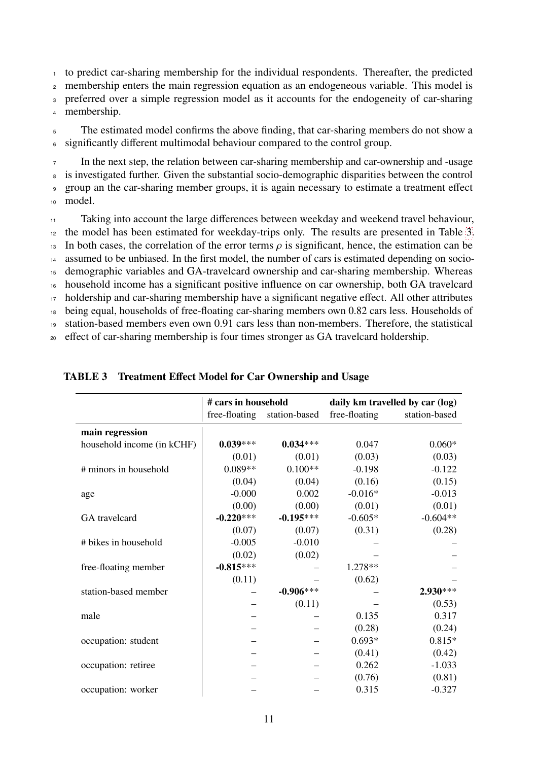to predict car-sharing membership for the individual respondents. Thereafter, the predicted membership enters the main regression equation as an endogeneous variable. This model is preferred over a simple regression model as it accounts for the endogeneity of car-sharing membership.

The estimated model confirms the above finding, that car-sharing members do not show a significantly different multimodal behaviour compared to the control group.

In the next step, the relation between car-sharing membership and car-ownership and -usage is investigated further. Given the substantial socio-demographic disparities between the control group an the car-sharing member groups, it is again necessary to estimate a treatment effect model.

Taking into account the large differences between weekday and weekend travel behaviour, the model has been estimated for weekday-trips only. The results are presented in Table 3. In both cases, the correlation of the error terms $\rho$ is significant, hence, the estimation can be assumed to be unbiased. In the first model, the number of cars is estimated depending on socio-demographic variables and GA-travelcard ownership and car-sharing membership. Whereas household income has a significant positive influence on car ownership, both GA travelcard holdership and car-sharing membership have a significant negative effect. All other attributes being equal, households of free-floating car-sharing members own 0.82 cars less. Households of station-based members even own 0.91 cars less than non-members. Therefore, the statistical effect of car-sharing membership is four times stronger as GA travelcard holdership.

**TABLE 3 Treatment Effect Model for Car Ownership and Usage**

| | # cars in household | | daily km travelled by car (log) | |
|---|---|---|---|---|
| | free-floating | station-based | free-floating | station-based |
| **main regression** | | | | |
| household income (in kCHF) | **0.039**\*\*\* | **0.034**\*\*\* | 0.047 | 0.060\* |
| | (0.01) | (0.01) | (0.03) | (0.03) |
| # minors in household | 0.089\*\* | 0.100\*\* | -0.198 | -0.122 |
| | (0.04) | (0.04) | (0.16) | (0.15) |
| age | -0.000 | 0.002 | -0.016\* | -0.013 |
| | (0.00) | (0.00) | (0.01) | (0.01) |
| GA travelcard | **-0.220**\*\*\* | **-0.195**\*\*\* | -0.605\* | -0.604\*\* |
| | (0.07) | (0.07) | (0.31) | (0.28) |
| # bikes in household | -0.005 | -0.010 | – | – |
| | (0.02) | (0.02) | – | – |
| free-floating member | **-0.815**\*\*\* | – | 1.278\*\* | – |
| | (0.11) | – | (0.62) | – |
| station-based member | – | **-0.906**\*\*\* | – | **2.930**\*\*\* |
| | – | (0.11) | – | (0.53) |
| male | – | – | 0.135 | 0.317 |
| | – | – | (0.28) | (0.24) |
| occupation: student | – | – | 0.693\* | 0.815\* |
| | – | – | (0.41) | (0.42) |
| occupation: retiree | – | – | 0.262 | -1.033 |
| | – | – | (0.76) | (0.81) |
| occupation: worker | – | – | 0.315 | -0.327 |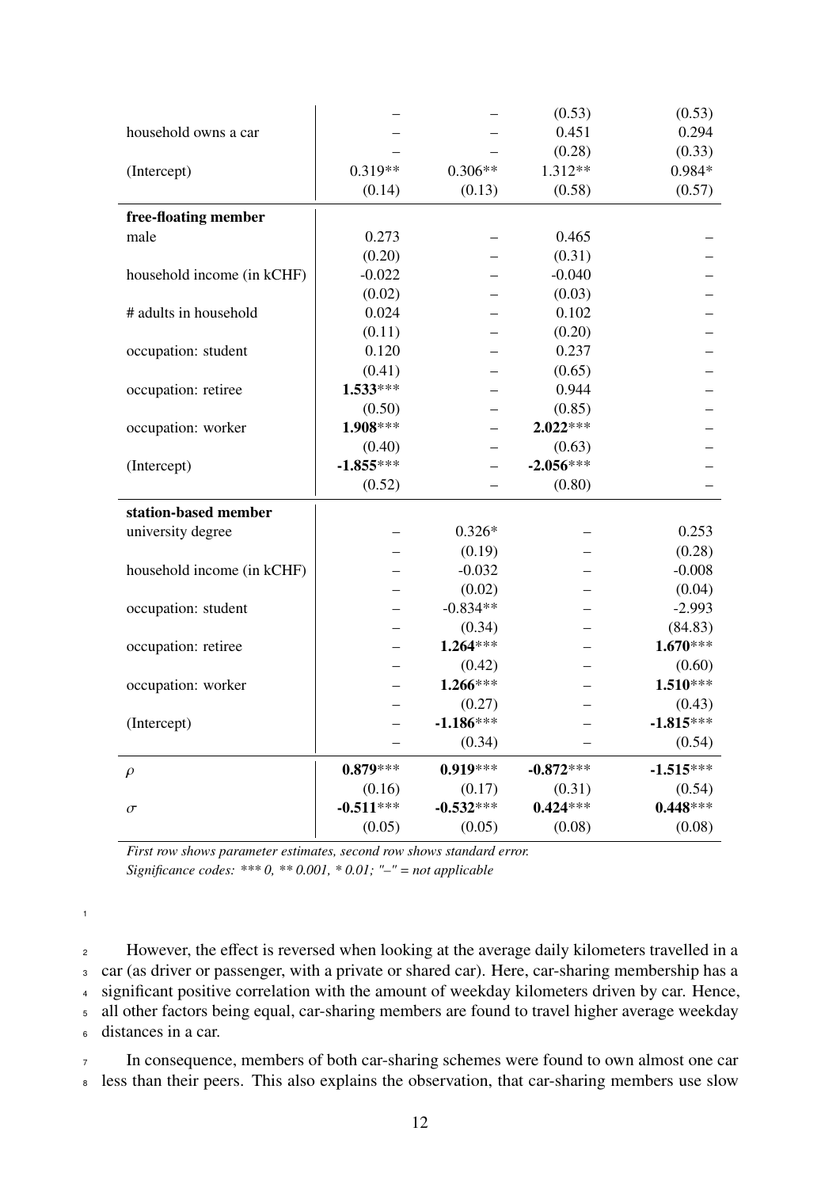| | | | | |
|---|---|---|---|---|
| | – | – | (0.53) | (0.53) |
| household owns a car | – | – | 0.451 | 0.294 |
| | – | – | (0.28) | (0.33) |
| (Intercept) | 0.319** | 0.306** | 1.312** | 0.984* |
| | (0.14) | (0.13) | (0.58) | (0.57) |
| **free-floating member** | | | | |
| male | 0.273 | – | 0.465 | – |
| | (0.20) | – | (0.31) | – |
| household income (in kCHF) | -0.022 | – | -0.040 | – |
| | (0.02) | – | (0.03) | – |
| # adults in household | 0.024 | – | 0.102 | – |
| | (0.11) | – | (0.20) | – |
| occupation: student | 0.120 | – | 0.237 | – |
| | (0.41) | – | (0.65) | – |
| occupation: retiree | **1.533**** | – | 0.944 | – |
| | (0.50) | – | (0.85) | – |
| occupation: worker | **1.908***** | – | **2.022***** | – |
| | (0.40) | – | (0.63) | – |
| (Intercept) | **-1.855***** | – | **-2.056***** | – |
| | (0.52) | – | (0.80) | – |
| **station-based member** | | | | |
| university degree | – | 0.326* | – | 0.253 |
| | – | (0.19) | – | (0.28) |
| household income (in kCHF) | – | -0.032 | – | -0.008 |
| | – | (0.02) | – | (0.04) |
| occupation: student | – | -0.834** | – | -2.993 |
| | – | (0.34) | – | (84.83) |
| occupation: retiree | – | **1.264***** | – | **1.670***** |
| | – | (0.42) | – | (0.60) |
| occupation: worker | – | **1.266***** | – | **1.510***** |
| | – | (0.27) | – | (0.43) |
| (Intercept) | – | **-1.186***** | – | **-1.815***** |
| | – | (0.34) | – | (0.54) |
| $\rho$ | **0.879***** | **0.919***** | **-0.872***** | **-1.515***** |
| | (0.16) | (0.17) | (0.31) | (0.54) |
| $\sigma$ | **-0.511***** | **-0.532***** | **0.424***** | **0.448***** |
| | (0.05) | (0.05) | (0.08) | (0.08) |

*First row shows parameter estimates, second row shows standard error.*
*Significance codes: *** 0, ** 0.001, * 0.01; "–" = not applicable*

However, the effect is reversed when looking at the average daily kilometers travelled in a car (as driver or passenger, with a private or shared car). Here, car-sharing membership has a significant positive correlation with the amount of weekday kilometers driven by car. Hence, all other factors being equal, car-sharing members are found to travel higher average weekday distances in a car.

In consequence, members of both car-sharing schemes were found to own almost one car less than their peers. This also explains the observation, that car-sharing members use slow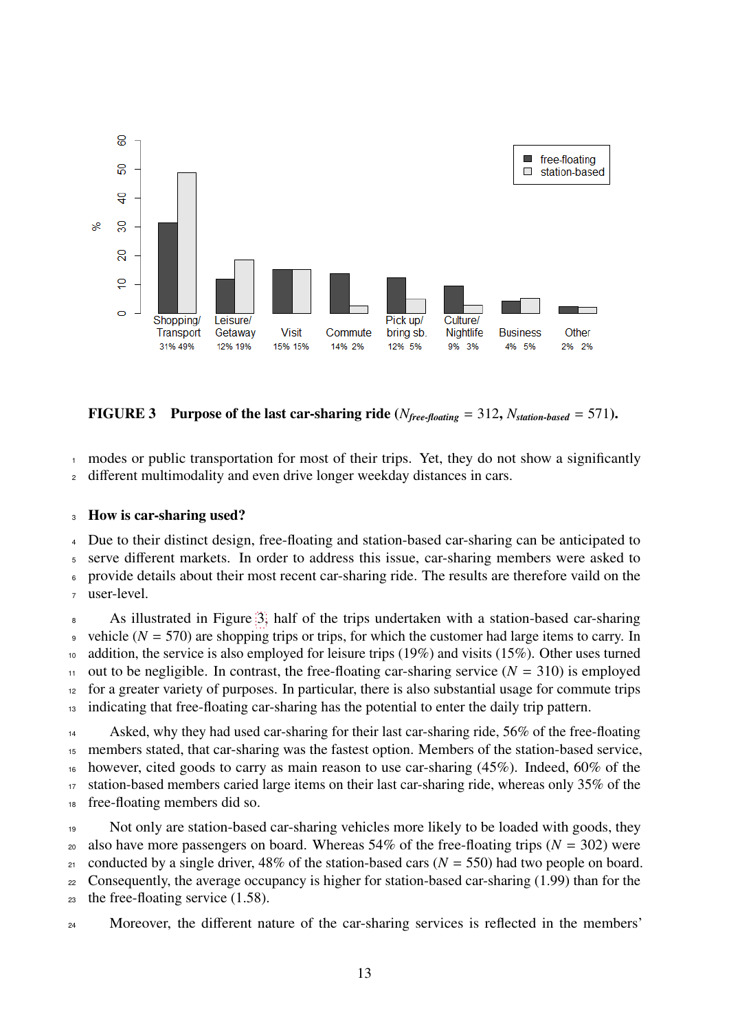**FIGURE 3 Purpose of the last car-sharing ride ($N_{free\text{-}floating}$ = 312, $N_{station\text{-}based}$ = 571).**

modes or public transportation for most of their trips. Yet, they do not show a significantly different multimodality and even drive longer weekday distances in cars.

### How is car-sharing used?

Due to their distinct design, free-floating and station-based car-sharing can be anticipated to serve different markets. In order to address this issue, car-sharing members were asked to provide details about their most recent car-sharing ride. The results are therefore vaild on the user-level.

As illustrated in Figure 3, half of the trips undertaken with a station-based car-sharing vehicle ($N$ = 570) are shopping trips or trips, for which the customer had large items to carry. In addition, the service is also employed for leisure trips (19%) and visits (15%). Other uses turned out to be negligible. In contrast, the free-floating car-sharing service ($N$ = 310) is employed for a greater variety of purposes. In particular, there is also substantial usage for commute trips indicating that free-floating car-sharing has the potential to enter the daily trip pattern.

Asked, why they had used car-sharing for their last car-sharing ride, 56% of the free-floating members stated, that car-sharing was the fastest option. Members of the station-based service, however, cited goods to carry as main reason to use car-sharing (45%). Indeed, 60% of the station-based members caried large items on their last car-sharing ride, whereas only 35% of the free-floating members did so.

Not only are station-based car-sharing vehicles more likely to be loaded with goods, they also have more passengers on board. Whereas 54% of the free-floating trips ($N$ = 302) were conducted by a single driver, 48% of the station-based cars ($N$ = 550) had two people on board. Consequently, the average occupancy is higher for station-based car-sharing (1.99) than for the the free-floating service (1.58).

Moreover, the different nature of the car-sharing services is reflected in the members'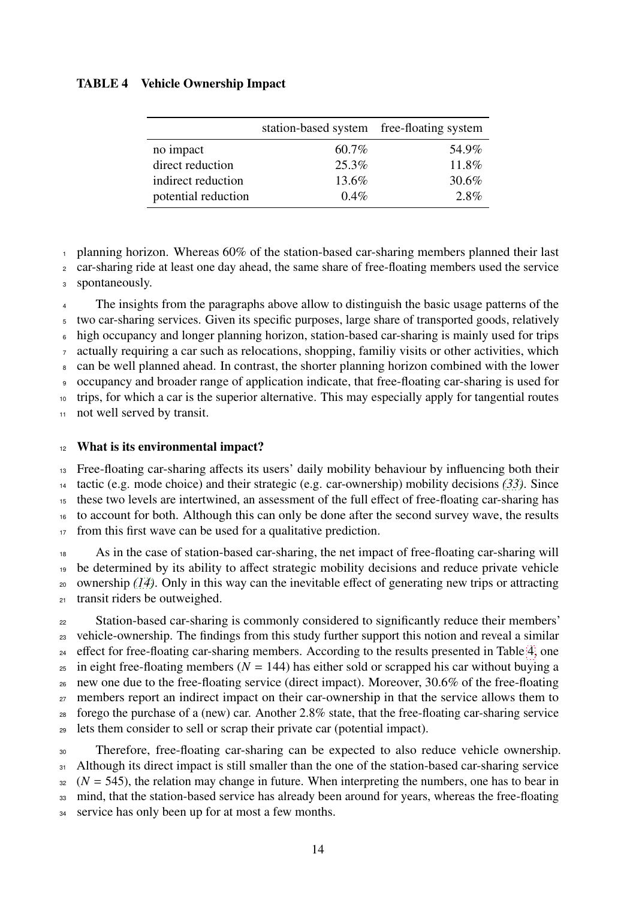**TABLE 4 Vehicle Ownership Impact**

| | station-based system | free-floating system |
|---|---|---|
| no impact | 60.7% | 54.9% |
| direct reduction | 25.3% | 11.8% |
| indirect reduction | 13.6% | 30.6% |
| potential reduction | 0.4% | 2.8% |

planning horizon. Whereas 60% of the station-based car-sharing members planned their last car-sharing ride at least one day ahead, the same share of free-floating members used the service spontaneously.

The insights from the paragraphs above allow to distinguish the basic usage patterns of the two car-sharing services. Given its specific purposes, large share of transported goods, relatively high occupancy and longer planning horizon, station-based car-sharing is mainly used for trips actually requiring a car such as relocations, shopping, familiy visits or other activities, which can be well planned ahead. In contrast, the shorter planning horizon combined with the lower occupancy and broader range of application indicate, that free-floating car-sharing is used for trips, for which a car is the superior alternative. This may especially apply for tangential routes not well served by transit.

**What is its environmental impact?**

Free-floating car-sharing affects its users' daily mobility behaviour by influencing both their tactic (e.g. mode choice) and their strategic (e.g. car-ownership) mobility decisions *(33)*. Since these two levels are intertwined, an assessment of the full effect of free-floating car-sharing has to account for both. Although this can only be done after the second survey wave, the results from this first wave can be used for a qualitative prediction.

As in the case of station-based car-sharing, the net impact of free-floating car-sharing will be determined by its ability to affect strategic mobility decisions and reduce private vehicle ownership *(14)*. Only in this way can the inevitable effect of generating new trips or attracting transit riders be outweighed.

Station-based car-sharing is commonly considered to significantly reduce their members' vehicle-ownership. The findings from this study further support this notion and reveal a similar effect for free-floating car-sharing members. According to the results presented in Table 4, one in eight free-floating members ($N$ = 144) has either sold or scrapped his car without buying a new one due to the free-floating service (direct impact). Moreover, 30.6% of the free-floating members report an indirect impact on their car-ownership in that the service allows them to forego the purchase of a (new) car. Another 2.8% state, that the free-floating car-sharing service lets them consider to sell or scrap their private car (potential impact).

Therefore, free-floating car-sharing can be expected to also reduce vehicle ownership. Although its direct impact is still smaller than the one of the station-based car-sharing service ($N$ = 545), the relation may change in future. When interpreting the numbers, one has to bear in mind, that the station-based service has already been around for years, whereas the free-floating service has only been up for at most a few months.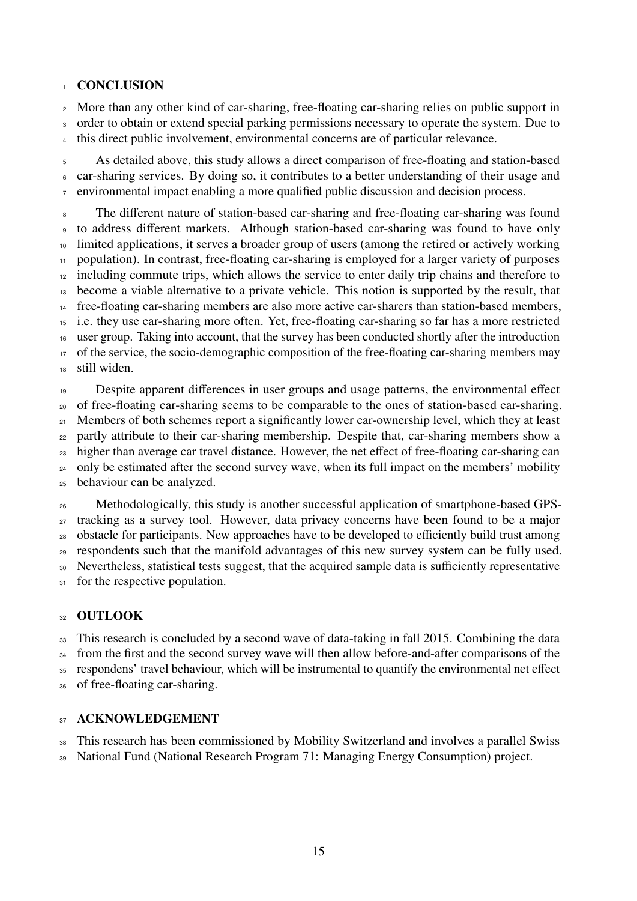# CONCLUSION

More than any other kind of car-sharing, free-floating car-sharing relies on public support in order to obtain or extend special parking permissions necessary to operate the system. Due to this direct public involvement, environmental concerns are of particular relevance.

As detailed above, this study allows a direct comparison of free-floating and station-based car-sharing services. By doing so, it contributes to a better understanding of their usage and environmental impact enabling a more qualified public discussion and decision process.

The different nature of station-based car-sharing and free-floating car-sharing was found to address different markets. Although station-based car-sharing was found to have only limited applications, it serves a broader group of users (among the retired or actively working population). In contrast, free-floating car-sharing is employed for a larger variety of purposes including commute trips, which allows the service to enter daily trip chains and therefore to become a viable alternative to a private vehicle. This notion is supported by the result, that free-floating car-sharing members are also more active car-sharers than station-based members, i.e. they use car-sharing more often. Yet, free-floating car-sharing so far has a more restricted user group. Taking into account, that the survey has been conducted shortly after the introduction of the service, the socio-demographic composition of the free-floating car-sharing members may still widen.

Despite apparent differences in user groups and usage patterns, the environmental effect of free-floating car-sharing seems to be comparable to the ones of station-based car-sharing. Members of both schemes report a significantly lower car-ownership level, which they at least partly attribute to their car-sharing membership. Despite that, car-sharing members show a higher than average car travel distance. However, the net effect of free-floating car-sharing can only be estimated after the second survey wave, when its full impact on the members' mobility behaviour can be analyzed.

Methodologically, this study is another successful application of smartphone-based GPS-tracking as a survey tool. However, data privacy concerns have been found to be a major obstacle for participants. New approaches have to be developed to efficiently build trust among respondents such that the manifold advantages of this new survey system can be fully used. Nevertheless, statistical tests suggest, that the acquired sample data is sufficiently representative for the respective population.

# OUTLOOK

This research is concluded by a second wave of data-taking in fall 2015. Combining the data from the first and the second survey wave will then allow before-and-after comparisons of the respondens' travel behaviour, which will be instrumental to quantify the environmental net effect of free-floating car-sharing.

# ACKNOWLEDGEMENT

This research has been commissioned by Mobility Switzerland and involves a parallel Swiss National Fund (National Research Program 71: Managing Energy Consumption) project.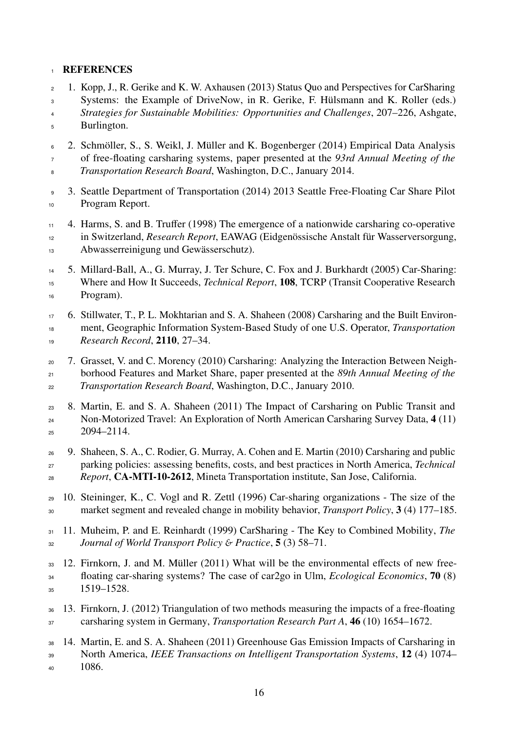# REFERENCES

1. Kopp, J., R. Gerike and K. W. Axhausen (2013) Status Quo and Perspectives for CarSharing Systems: the Example of DriveNow, in R. Gerike, F. Hülsmann and K. Roller (eds.) *Strategies for Sustainable Mobilities: Opportunities and Challenges*, 207–226, Ashgate, Burlington.

2. Schmöller, S., S. Weikl, J. Müller and K. Bogenberger (2014) Empirical Data Analysis of free-floating carsharing systems, paper presented at the *93rd Annual Meeting of the Transportation Research Board*, Washington, D.C., January 2014.

3. Seattle Department of Transportation (2014) 2013 Seattle Free-Floating Car Share Pilot Program Report.

4. Harms, S. and B. Truffer (1998) The emergence of a nationwide carsharing co-operative in Switzerland, *Research Report*, EAWAG (Eidgenössische Anstalt für Wasserversorgung, Abwasserreinigung und Gewässerschutz).

5. Millard-Ball, A., G. Murray, J. Ter Schure, C. Fox and J. Burkhardt (2005) Car-Sharing: Where and How It Succeeds, *Technical Report*, **108**, TCRP (Transit Cooperative Research Program).

6. Stillwater, T., P. L. Mokhtarian and S. A. Shaheen (2008) Carsharing and the Built Environment, Geographic Information System-Based Study of one U.S. Operator, *Transportation Research Record*, **2110**, 27–34.

7. Grasset, V. and C. Morency (2010) Carsharing: Analyzing the Interaction Between Neighborhood Features and Market Share, paper presented at the *89th Annual Meeting of the Transportation Research Board*, Washington, D.C., January 2010.

8. Martin, E. and S. A. Shaheen (2011) The Impact of Carsharing on Public Transit and Non-Motorized Travel: An Exploration of North American Carsharing Survey Data, **4** (11) 2094–2114.

9. Shaheen, S. A., C. Rodier, G. Murray, A. Cohen and E. Martin (2010) Carsharing and public parking policies: assessing benefits, costs, and best practices in North America, *Technical Report*, **CA-MTI-10-2612**, Mineta Transportation institute, San Jose, California.

10. Steininger, K., C. Vogl and R. Zettl (1996) Car-sharing organizations - The size of the market segment and revealed change in mobility behavior, *Transport Policy*, **3** (4) 177–185.

11. Muheim, P. and E. Reinhardt (1999) CarSharing - The Key to Combined Mobility, *The Journal of World Transport Policy & Practice*, **5** (3) 58–71.

12. Firnkorn, J. and M. Müller (2011) What will be the environmental effects of new free-floating car-sharing systems? The case of car2go in Ulm, *Ecological Economics*, **70** (8) 1519–1528.

13. Firnkorn, J. (2012) Triangulation of two methods measuring the impacts of a free-floating carsharing system in Germany, *Transportation Research Part A*, **46** (10) 1654–1672.

14. Martin, E. and S. A. Shaheen (2011) Greenhouse Gas Emission Impacts of Carsharing in North America, *IEEE Transactions on Intelligent Transportation Systems*, **12** (4) 1074–1086.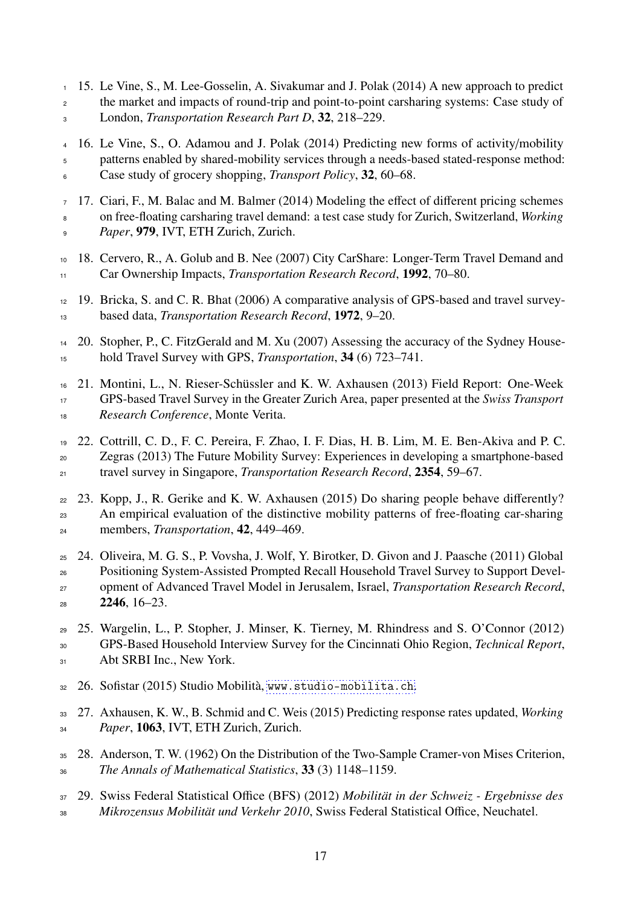15. Le Vine, S., M. Lee-Gosselin, A. Sivakumar and J. Polak (2014) A new approach to predict the market and impacts of round-trip and point-to-point carsharing systems: Case study of London, *Transportation Research Part D*, **32**, 218–229.

16. Le Vine, S., O. Adamou and J. Polak (2014) Predicting new forms of activity/mobility patterns enabled by shared-mobility services through a needs-based stated-response method: Case study of grocery shopping, *Transport Policy*, **32**, 60–68.

17. Ciari, F., M. Balac and M. Balmer (2014) Modeling the effect of different pricing schemes on free-floating carsharing travel demand: a test case study for Zurich, Switzerland, *Working Paper*, **979**, IVT, ETH Zurich, Zurich.

18. Cervero, R., A. Golub and B. Nee (2007) City CarShare: Longer-Term Travel Demand and Car Ownership Impacts, *Transportation Research Record*, **1992**, 70–80.

19. Bricka, S. and C. R. Bhat (2006) A comparative analysis of GPS-based and travel survey-based data, *Transportation Research Record*, **1972**, 9–20.

20. Stopher, P., C. FitzGerald and M. Xu (2007) Assessing the accuracy of the Sydney Household Travel Survey with GPS, *Transportation*, **34** (6) 723–741.

21. Montini, L., N. Rieser-Schüssler and K. W. Axhausen (2013) Field Report: One-Week GPS-based Travel Survey in the Greater Zurich Area, paper presented at the *Swiss Transport Research Conference*, Monte Verita.

22. Cottrill, C. D., F. C. Pereira, F. Zhao, I. F. Dias, H. B. Lim, M. E. Ben-Akiva and P. C. Zegras (2013) The Future Mobility Survey: Experiences in developing a smartphone-based travel survey in Singapore, *Transportation Research Record*, **2354**, 59–67.

23. Kopp, J., R. Gerike and K. W. Axhausen (2015) Do sharing people behave differently? An empirical evaluation of the distinctive mobility patterns of free-floating car-sharing members, *Transportation*, **42**, 449–469.

24. Oliveira, M. G. S., P. Vovsha, J. Wolf, Y. Birotker, D. Givon and J. Paasche (2011) Global Positioning System-Assisted Prompted Recall Household Travel Survey to Support Development of Advanced Travel Model in Jerusalem, Israel, *Transportation Research Record*, **2246**, 16–23.

25. Wargelin, L., P. Stopher, J. Minser, K. Tierney, M. Rhindress and S. O'Connor (2012) GPS-Based Household Interview Survey for the Cincinnati Ohio Region, *Technical Report*, Abt SRBI Inc., New York.

26. Sofistar (2015) Studio Mobilità, `www.studio-mobilita.ch`.

27. Axhausen, K. W., B. Schmid and C. Weis (2015) Predicting response rates updated, *Working Paper*, **1063**, IVT, ETH Zurich, Zurich.

28. Anderson, T. W. (1962) On the Distribution of the Two-Sample Cramer-von Mises Criterion, *The Annals of Mathematical Statistics*, **33** (3) 1148–1159.

29. Swiss Federal Statistical Office (BFS) (2012) *Mobilität in der Schweiz - Ergebnisse des Mikrozensus Mobilität und Verkehr 2010*, Swiss Federal Statistical Office, Neuchatel.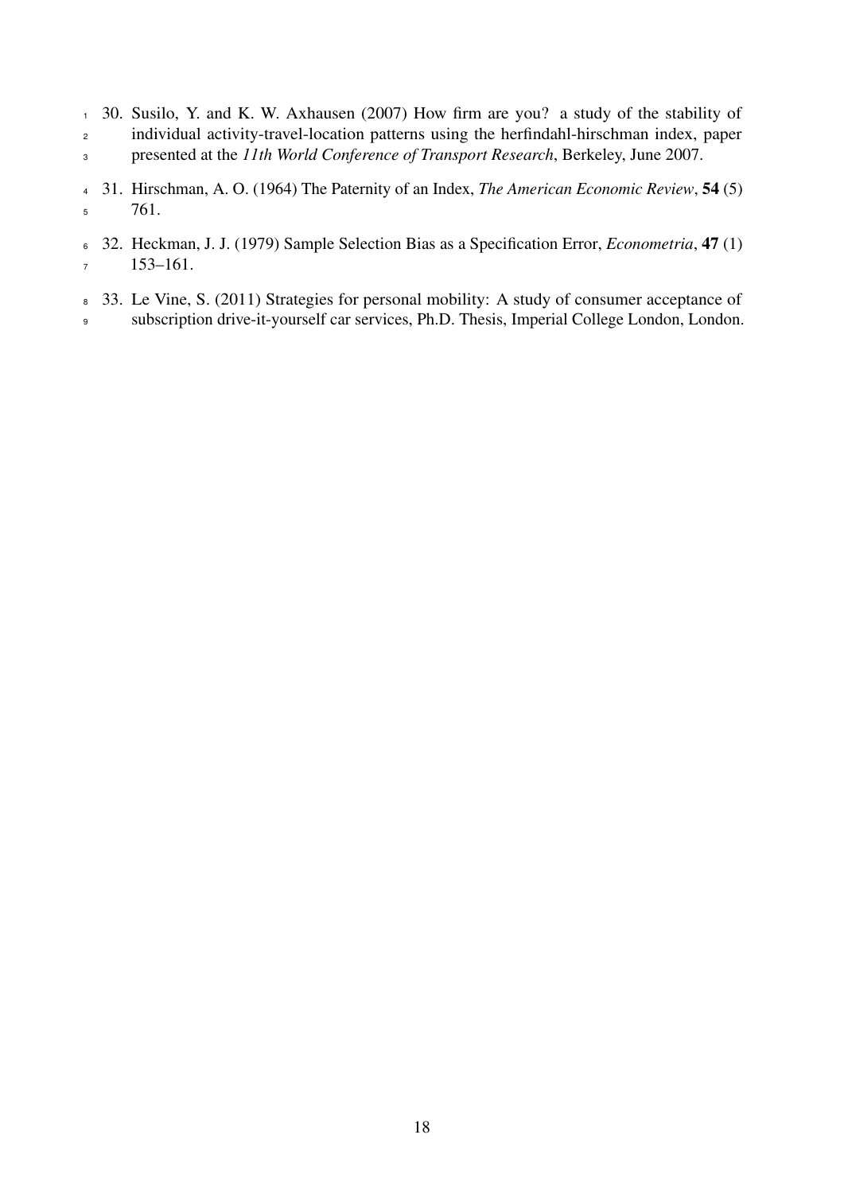30. Susilo, Y. and K. W. Axhausen (2007) How firm are you? a study of the stability of individual activity-travel-location patterns using the herfindahl-hirschman index, paper presented at the *11th World Conference of Transport Research*, Berkeley, June 2007.

31. Hirschman, A. O. (1964) The Paternity of an Index, *The American Economic Review*, **54** (5) 761.

32. Heckman, J. J. (1979) Sample Selection Bias as a Specification Error, *Econometria*, **47** (1) 153–161.

33. Le Vine, S. (2011) Strategies for personal mobility: A study of consumer acceptance of subscription drive-it-yourself car services, Ph.D. Thesis, Imperial College London, London.